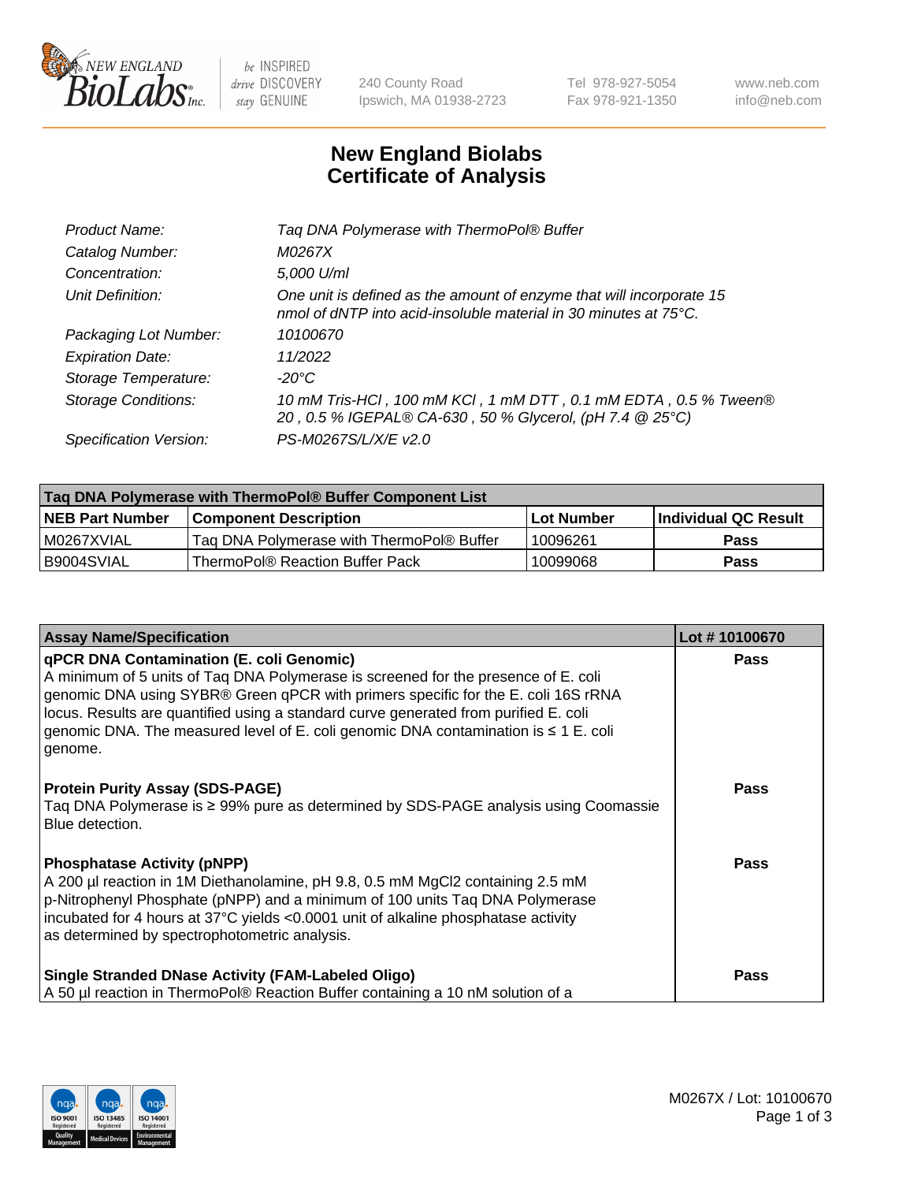# New England Biolabs Certificate of Analysis

| | |
|---|---|
| Product Name: | Taq DNA Polymerase with ThermoPol® Buffer |
| Catalog Number: | M0267X |
| Concentration: | 5,000 U/ml |
| Unit Definition: | One unit is defined as the amount of enzyme that will incorporate 15 nmol of dNTP into acid-insoluble material in 30 minutes at 75°C. |
| Packaging Lot Number: | 10100670 |
| Expiration Date: | 11/2022 |
| Storage Temperature: | -20°C |
| Storage Conditions: | 10 mM Tris-HCl , 100 mM KCl , 1 mM DTT , 0.1 mM EDTA , 0.5 % Tween® 20 , 0.5 % IGEPAL® CA-630 , 50 % Glycerol, (pH 7.4 @ 25°C) |
| Specification Version: | PS-M0267S/L/X/E v2.0 |

| Taq DNA Polymerase with ThermoPol® Buffer Component List | | | |
|---|---|---|---|
| NEB Part Number | Component Description | Lot Number | Individual QC Result |
| M0267XVIAL | Taq DNA Polymerase with ThermoPol® Buffer | 10096261 | Pass |
| B9004SVIAL | ThermoPol® Reaction Buffer Pack | 10099068 | Pass |

| Assay Name/Specification | Lot # 10100670 |
|---|---|
| **qPCR DNA Contamination (E. coli Genomic)**<br>A minimum of 5 units of Taq DNA Polymerase is screened for the presence of E. coli genomic DNA using SYBR® Green qPCR with primers specific for the E. coli 16S rRNA locus. Results are quantified using a standard curve generated from purified E. coli genomic DNA. The measured level of E. coli genomic DNA contamination is ≤ 1 E. coli genome. | Pass |
| **Protein Purity Assay (SDS-PAGE)**<br>Taq DNA Polymerase is ≥ 99% pure as determined by SDS-PAGE analysis using Coomassie Blue detection. | Pass |
| **Phosphatase Activity (pNPP)**<br>A 200 µl reaction in 1M Diethanolamine, pH 9.8, 0.5 mM $MgCl_2$ containing 2.5 mM p-Nitrophenyl Phosphate (pNPP) and a minimum of 100 units Taq DNA Polymerase incubated for 4 hours at 37°C yields <0.0001 unit of alkaline phosphatase activity as determined by spectrophotometric analysis. | Pass |
| **Single Stranded DNase Activity (FAM-Labeled Oligo)**<br>A 50 µl reaction in ThermoPol® Reaction Buffer containing a 10 nM solution of a | Pass |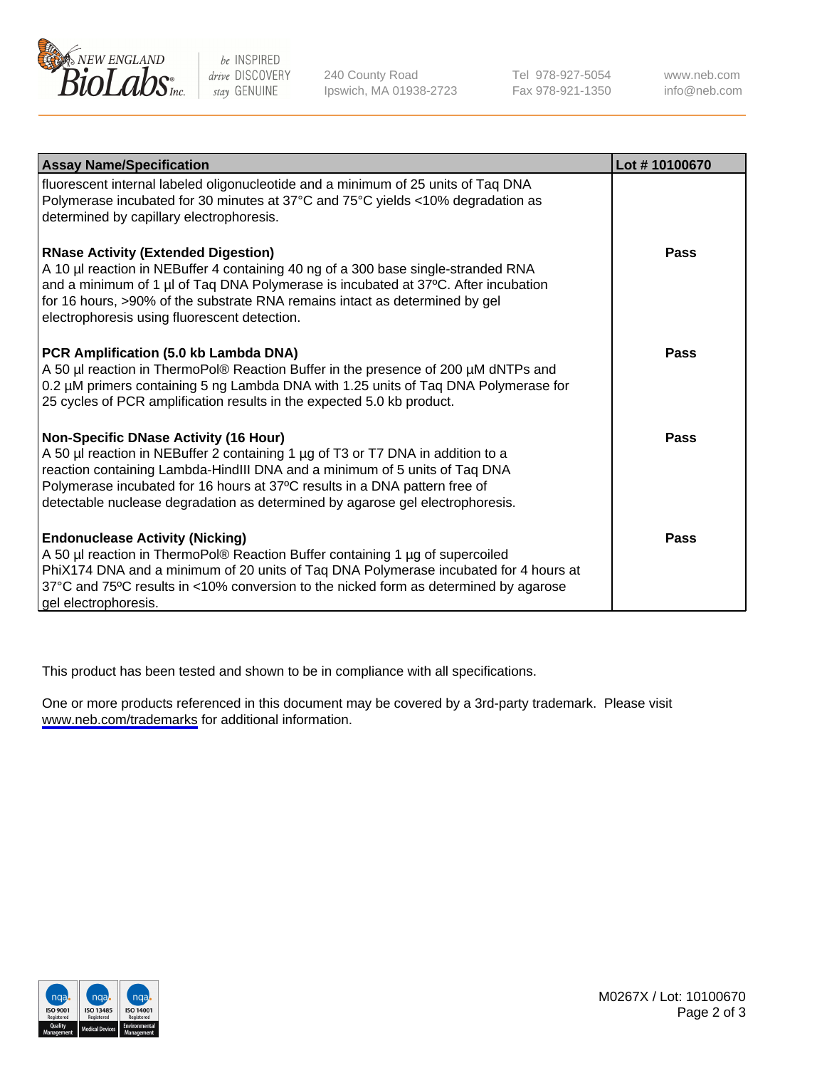| Assay Name/Specification | Lot # 10100670 |
| --- | --- |
| fluorescent internal labeled oligonucleotide and a minimum of 25 units of Taq DNA Polymerase incubated for 30 minutes at 37°C and 75°C yields <10% degradation as determined by capillary electrophoresis. | |
| **RNase Activity (Extended Digestion)**<br>A 10 µl reaction in NEBuffer 4 containing 40 ng of a 300 base single-stranded RNA and a minimum of 1 µl of Taq DNA Polymerase is incubated at 37ºC. After incubation for 16 hours, >90% of the substrate RNA remains intact as determined by gel electrophoresis using fluorescent detection. | **Pass** |
| **PCR Amplification (5.0 kb Lambda DNA)**<br>A 50 µl reaction in ThermoPol® Reaction Buffer in the presence of 200 µM dNTPs and 0.2 µM primers containing 5 ng Lambda DNA with 1.25 units of Taq DNA Polymerase for 25 cycles of PCR amplification results in the expected 5.0 kb product. | **Pass** |
| **Non-Specific DNase Activity (16 Hour)**<br>A 50 µl reaction in NEBuffer 2 containing 1 µg of T3 or T7 DNA in addition to a reaction containing Lambda-HindIII DNA and a minimum of 5 units of Taq DNA Polymerase incubated for 16 hours at 37ºC results in a DNA pattern free of detectable nuclease degradation as determined by agarose gel electrophoresis. | **Pass** |
| **Endonuclease Activity (Nicking)**<br>A 50 µl reaction in ThermoPol® Reaction Buffer containing 1 µg of supercoiled PhiX174 DNA and a minimum of 20 units of Taq DNA Polymerase incubated for 4 hours at 37°C and 75ºC results in <10% conversion to the nicked form as determined by agarose gel electrophoresis. | **Pass** |

This product has been tested and shown to be in compliance with all specifications.

One or more products referenced in this document may be covered by a 3rd-party trademark. Please visit www.neb.com/trademarks for additional information.

M0267X / Lot: 10100670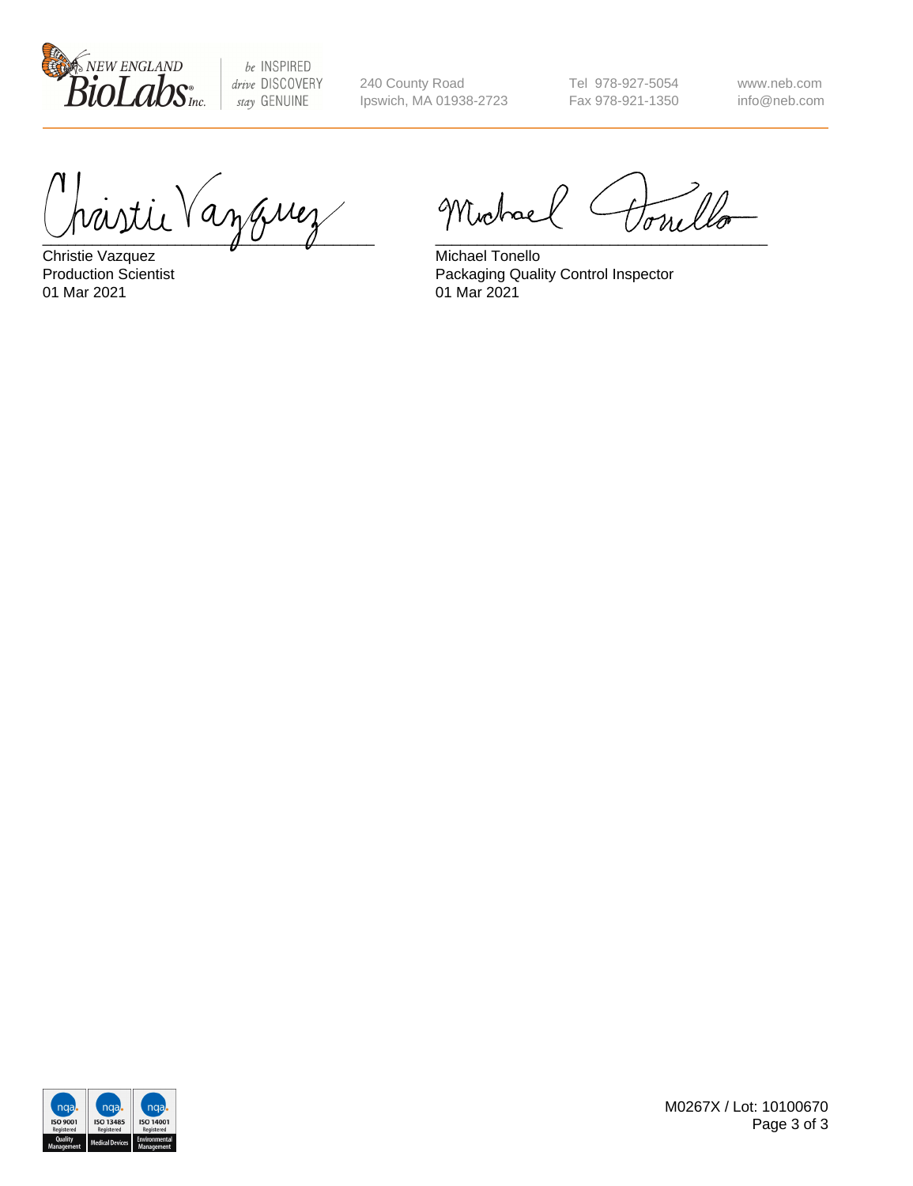Christie Vazquez
Production Scientist
01 Mar 2021

Michael Tonello
Packaging Quality Control Inspector
01 Mar 2021

M0267X / Lot: 10100670